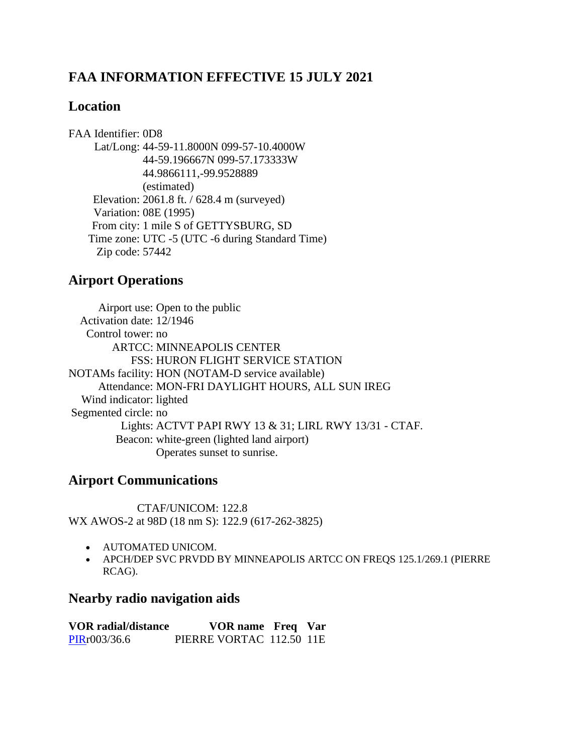# FAA INFORMATION EFFECTIVE 15 JULY 2021

## Location

FAA Identifier: 0D8
Lat/Long: 44-59-11.8000N 099-57-10.4000W
44-59.196667N 099-57.173333W
44.9866111,-99.9528889
(estimated)
Elevation: 2061.8 ft. / 628.4 m (surveyed)
Variation: 08E (1995)
From city: 1 mile S of GETTYSBURG, SD
Time zone: UTC -5 (UTC -6 during Standard Time)
Zip code: 57442

## Airport Operations

Airport use: Open to the public
Activation date: 12/1946
Control tower: no
ARTCC: MINNEAPOLIS CENTER
FSS: HURON FLIGHT SERVICE STATION
NOTAMs facility: HON (NOTAM-D service available)
Attendance: MON-FRI DAYLIGHT HOURS, ALL SUN IREG
Wind indicator: lighted
Segmented circle: no
Lights: ACTVT PAPI RWY 13 & 31; LIRL RWY 13/31 - CTAF.
Beacon: white-green (lighted land airport)
Operates sunset to sunrise.

## Airport Communications

CTAF/UNICOM: 122.8
WX AWOS-2 at 98D (18 nm S): 122.9 (617-262-3825)

- AUTOMATED UNICOM.
- APCH/DEP SVC PRVDD BY MINNEAPOLIS ARTCC ON FREQS 125.1/269.1 (PIERRE RCAG).

## Nearby radio navigation aids

| VOR radial/distance | VOR name | Freq | Var |
|---|---|---|---|
| PIRr003/36.6 | PIERRE VORTAC | 112.50 | 11E |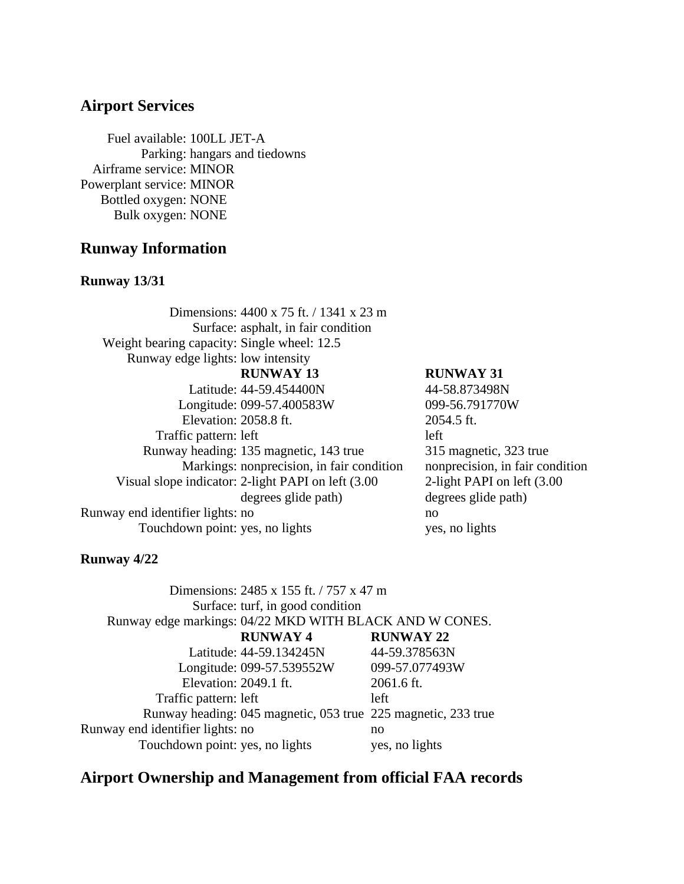## Airport Services

| | |
|---|---|
| Fuel available: | 100LL JET-A |
| Parking: | hangars and tiedowns |
| Airframe service: | MINOR |
| Powerplant service: | MINOR |
| Bottled oxygen: | NONE |
| Bulk oxygen: | NONE |

## Runway Information

### Runway 13/31

| | | |
|---|---|---|
| Dimensions: | 4400 x 75 ft. / 1341 x 23 m | |
| Surface: | asphalt, in fair condition | |
| Weight bearing capacity: | Single wheel: 12.5 | |
| Runway edge lights: | low intensity | |
| | **RUNWAY 13** | **RUNWAY 31** |
| Latitude: | 44-59.454400N | 44-58.873498N |
| Longitude: | 099-57.400583W | 099-56.791770W |
| Elevation: | 2058.8 ft. | 2054.5 ft. |
| Traffic pattern: | left | left |
| Runway heading: | 135 magnetic, 143 true | 315 magnetic, 323 true |
| Markings: | nonprecision, in fair condition | nonprecision, in fair condition |
| Visual slope indicator: | 2-light PAPI on left (3.00 degrees glide path) | 2-light PAPI on left (3.00 degrees glide path) |
| Runway end identifier lights: | no | no |
| Touchdown point: | yes, no lights | yes, no lights |

### Runway 4/22

| | | |
|---|---|---|
| Dimensions: | 2485 x 155 ft. / 757 x 47 m | |
| Surface: | turf, in good condition | |
| Runway edge markings: | 04/22 MKD WITH BLACK AND W CONES. | |
| | **RUNWAY 4** | **RUNWAY 22** |
| Latitude: | 44-59.134245N | 44-59.378563N |
| Longitude: | 099-57.539552W | 099-57.077493W |
| Elevation: | 2049.1 ft. | 2061.6 ft. |
| Traffic pattern: | left | left |
| Runway heading: | 045 magnetic, 053 true | 225 magnetic, 233 true |
| Runway end identifier lights: | no | no |
| Touchdown point: | yes, no lights | yes, no lights |

## Airport Ownership and Management from official FAA records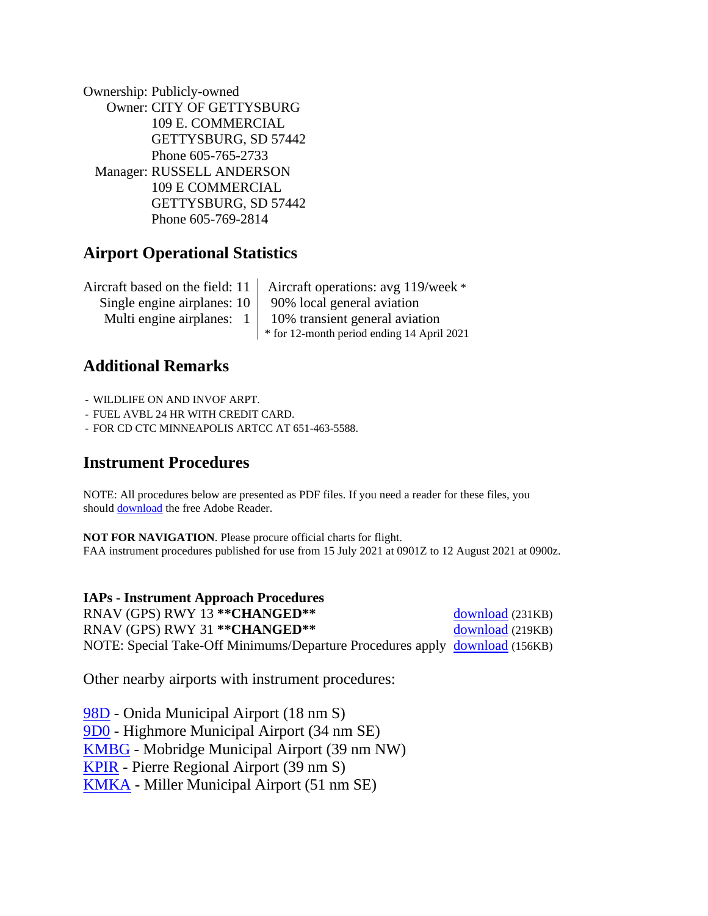Ownership: Publicly-owned
Owner: CITY OF GETTYSBURG
109 E. COMMERCIAL
GETTYSBURG, SD 57442
Phone 605-765-2733
Manager: RUSSELL ANDERSON
109 E COMMERCIAL
GETTYSBURG, SD 57442
Phone 605-769-2814

## Airport Operational Statistics

| | |
|---|---|
| Aircraft based on the field: 11 | Aircraft operations: avg 119/week * |
| Single engine airplanes: 10 | 90% local general aviation |
| Multi engine airplanes: 1 | 10% transient general aviation |
| | * for 12-month period ending 14 April 2021 |

## Additional Remarks

- WILDLIFE ON AND INVOF ARPT.
- FUEL AVBL 24 HR WITH CREDIT CARD.
- FOR CD CTC MINNEAPOLIS ARTCC AT 651-463-5588.

## Instrument Procedures

NOTE: All procedures below are presented as PDF files. If you need a reader for these files, you should download the free Adobe Reader.

**NOT FOR NAVIGATION**. Please procure official charts for flight.
FAA instrument procedures published for use from 15 July 2021 at 0901Z to 12 August 2021 at 0900z.

**IAPs - Instrument Approach Procedures**

| | |
|---|---|
| RNAV (GPS) RWY 13 **\*\*CHANGED\*\*** | download (231KB) |
| RNAV (GPS) RWY 31 **\*\*CHANGED\*\*** | download (219KB) |
| NOTE: Special Take-Off Minimums/Departure Procedures apply | download (156KB) |

Other nearby airports with instrument procedures:

98D - Onida Municipal Airport (18 nm S)
9D0 - Highmore Municipal Airport (34 nm SE)
KMBG - Mobridge Municipal Airport (39 nm NW)
KPIR - Pierre Regional Airport (39 nm S)
KMKA - Miller Municipal Airport (51 nm SE)